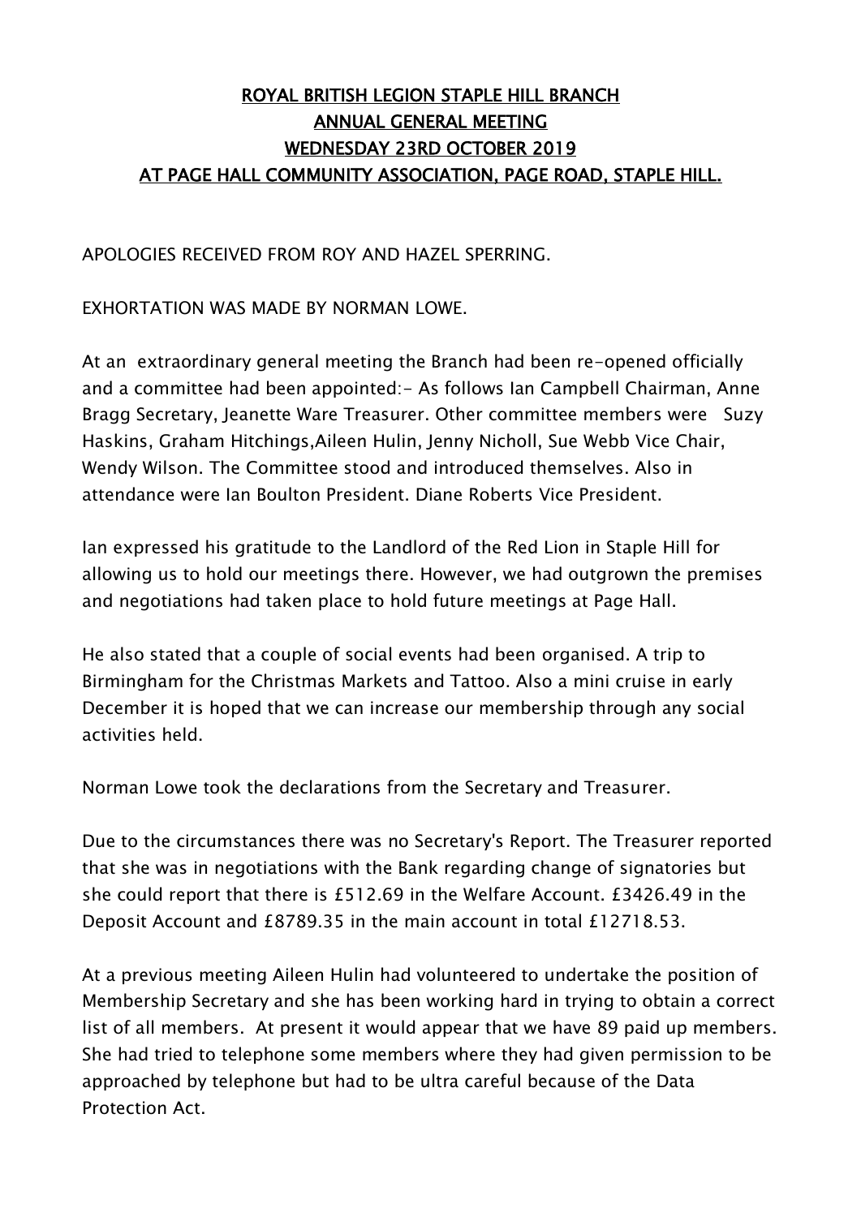# ROYAL BRITISH LEGION STAPLE HILL BRANCH
# ANNUAL GENERAL MEETING
# WEDNESDAY 23RD OCTOBER 2019
# AT PAGE HALL COMMUNITY ASSOCIATION, PAGE ROAD, STAPLE HILL.

APOLOGIES RECEIVED FROM ROY AND HAZEL SPERRING.

EXHORTATION WAS MADE BY NORMAN LOWE.

At an extraordinary general meeting the Branch had been re-opened officially and a committee had been appointed:- As follows Ian Campbell Chairman, Anne Bragg Secretary, Jeanette Ware Treasurer. Other committee members were Suzy Haskins, Graham Hitchings,Aileen Hulin, Jenny Nicholl, Sue Webb Vice Chair, Wendy Wilson. The Committee stood and introduced themselves. Also in attendance were Ian Boulton President. Diane Roberts Vice President.

Ian expressed his gratitude to the Landlord of the Red Lion in Staple Hill for allowing us to hold our meetings there. However, we had outgrown the premises and negotiations had taken place to hold future meetings at Page Hall.

He also stated that a couple of social events had been organised. A trip to Birmingham for the Christmas Markets and Tattoo. Also a mini cruise in early December it is hoped that we can increase our membership through any social activities held.

Norman Lowe took the declarations from the Secretary and Treasurer.

Due to the circumstances there was no Secretary's Report. The Treasurer reported that she was in negotiations with the Bank regarding change of signatories but she could report that there is £512.69 in the Welfare Account. £3426.49 in the Deposit Account and £8789.35 in the main account in total £12718.53.

At a previous meeting Aileen Hulin had volunteered to undertake the position of Membership Secretary and she has been working hard in trying to obtain a correct list of all members. At present it would appear that we have 89 paid up members. She had tried to telephone some members where they had given permission to be approached by telephone but had to be ultra careful because of the Data Protection Act.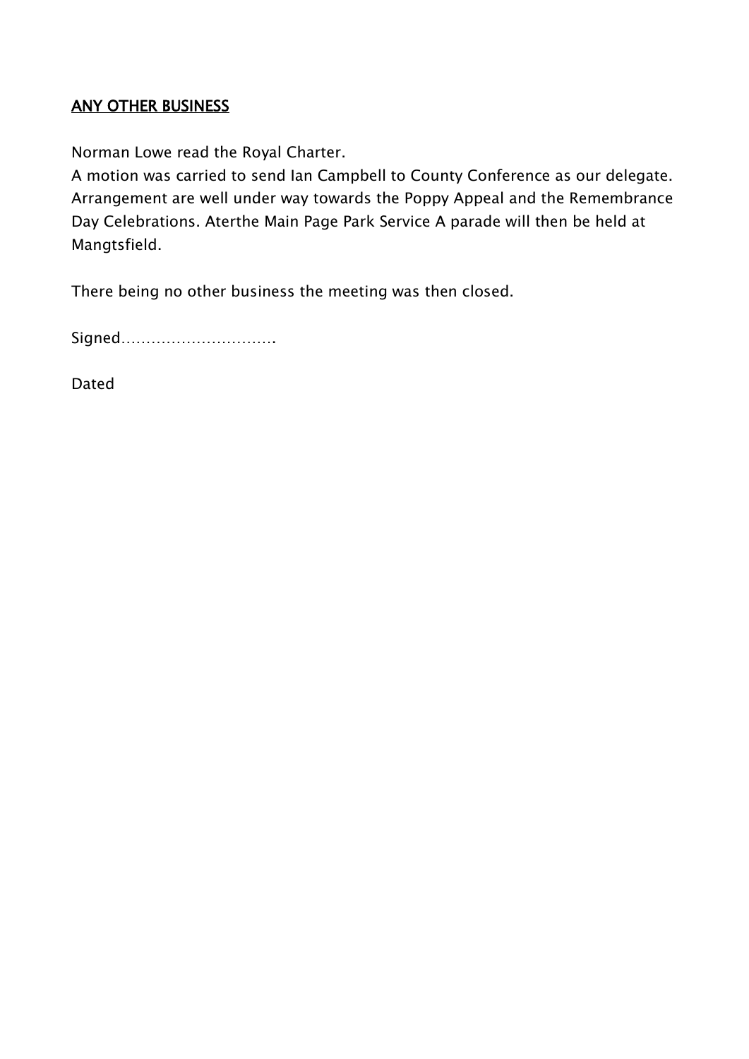## ANY OTHER BUSINESS

Norman Lowe read the Royal Charter.
A motion was carried to send Ian Campbell to County Conference as our delegate. Arrangement are well under way towards the Poppy Appeal and the Remembrance Day Celebrations. Aterthe Main Page Park Service A parade will then be held at Mangtsfield.

There being no other business the meeting was then closed.

Signed………………………….

Dated